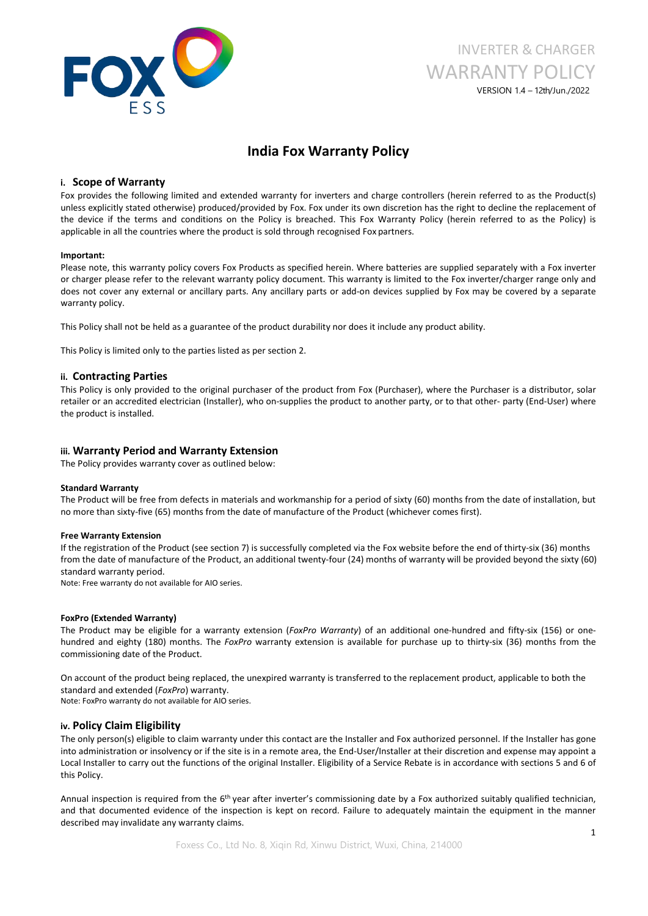INVERTER & CHARGER
WARRANTY POLICY
VERSION 1.4 – 12th/Jun./2022

# India Fox Warranty Policy

## i. Scope of Warranty

Fox provides the following limited and extended warranty for inverters and charge controllers (herein referred to as the Product(s) unless explicitly stated otherwise) produced/provided by Fox. Fox under its own discretion has the right to decline the replacement of the device if the terms and conditions on the Policy is breached. This Fox Warranty Policy (herein referred to as the Policy) is applicable in all the countries where the product is sold through recognised Fox partners.

**Important:**

Please note, this warranty policy covers Fox Products as specified herein. Where batteries are supplied separately with a Fox inverter or charger please refer to the relevant warranty policy document. This warranty is limited to the Fox inverter/charger range only and does not cover any external or ancillary parts. Any ancillary parts or add-on devices supplied by Fox may be covered by a separate warranty policy.

This Policy shall not be held as a guarantee of the product durability nor does it include any product ability.

This Policy is limited only to the parties listed as per section 2.

## ii. Contracting Parties

This Policy is only provided to the original purchaser of the product from Fox (Purchaser), where the Purchaser is a distributor, solar retailer or an accredited electrician (Installer), who on-supplies the product to another party, or to that other- party (End-User) where the product is installed.

## iii. Warranty Period and Warranty Extension

The Policy provides warranty cover as outlined below:

**Standard Warranty**

The Product will be free from defects in materials and workmanship for a period of sixty (60) months from the date of installation, but no more than sixty-five (65) months from the date of manufacture of the Product (whichever comes first).

**Free Warranty Extension**

If the registration of the Product (see section 7) is successfully completed via the Fox website before the end of thirty-six (36) months from the date of manufacture of the Product, an additional twenty-four (24) months of warranty will be provided beyond the sixty (60) standard warranty period.

Note: Free warranty do not available for AIO series.

**FoxPro (Extended Warranty)**

The Product may be eligible for a warranty extension (*FoxPro Warranty*) of an additional one-hundred and fifty-six (156) or one-hundred and eighty (180) months. The *FoxPro* warranty extension is available for purchase up to thirty-six (36) months from the commissioning date of the Product.

On account of the product being replaced, the unexpired warranty is transferred to the replacement product, applicable to both the standard and extended (*FoxPro*) warranty.

Note: FoxPro warranty do not available for AIO series.

## iv. Policy Claim Eligibility

The only person(s) eligible to claim warranty under this contact are the Installer and Fox authorized personnel. If the Installer has gone into administration or insolvency or if the site is in a remote area, the End-User/Installer at their discretion and expense may appoint a Local Installer to carry out the functions of the original Installer. Eligibility of a Service Rebate is in accordance with sections 5 and 6 of this Policy.

Annual inspection is required from the 6th year after inverter's commissioning date by a Fox authorized suitably qualified technician, and that documented evidence of the inspection is kept on record. Failure to adequately maintain the equipment in the manner described may invalidate any warranty claims.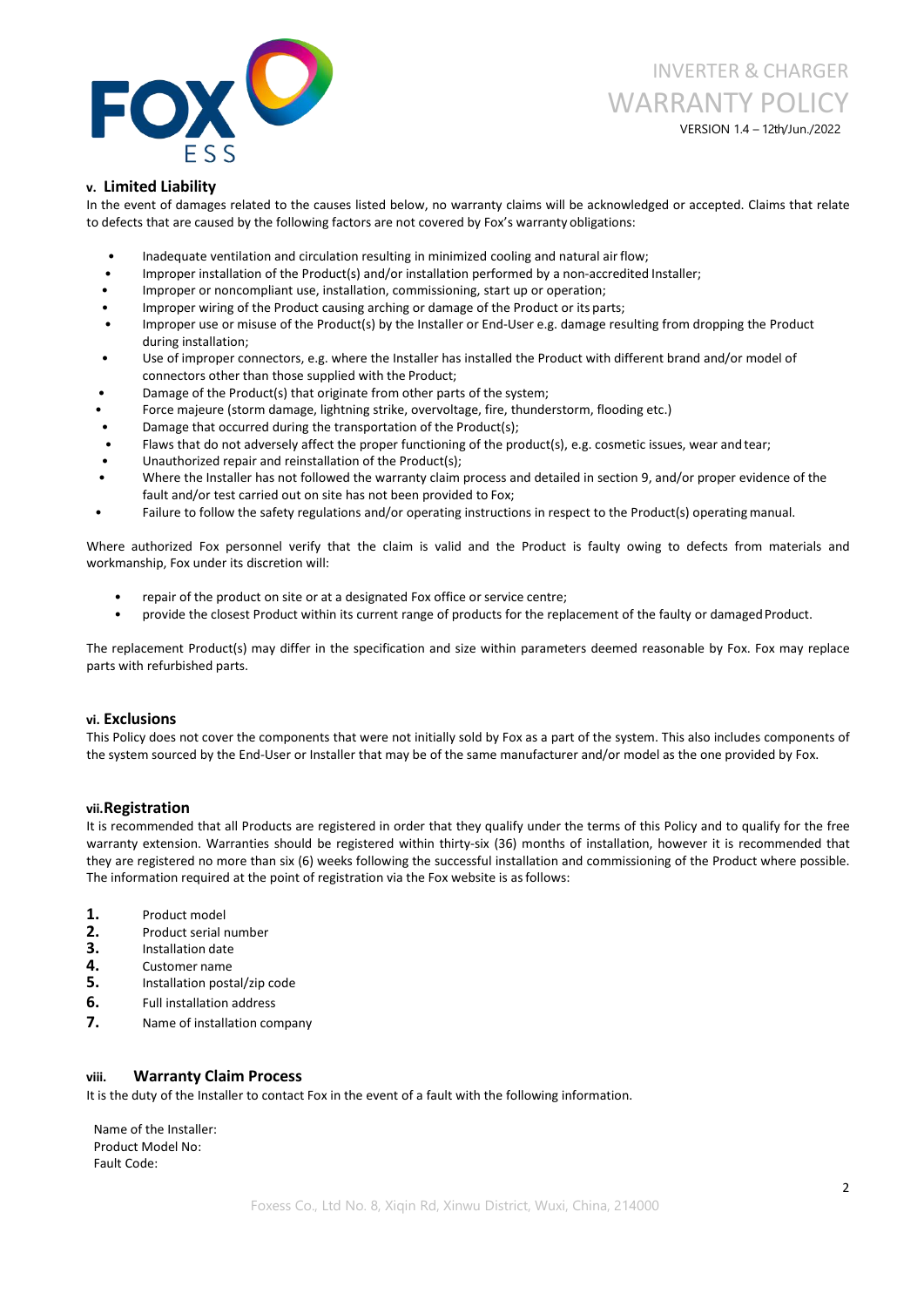### v. Limited Liability

In the event of damages related to the causes listed below, no warranty claims will be acknowledged or accepted. Claims that relate to defects that are caused by the following factors are not covered by Fox's warranty obligations:

- Inadequate ventilation and circulation resulting in minimized cooling and natural air flow;
- Improper installation of the Product(s) and/or installation performed by a non-accredited Installer;
- Improper or noncompliant use, installation, commissioning, start up or operation;
- Improper wiring of the Product causing arching or damage of the Product or its parts;
- Improper use or misuse of the Product(s) by the Installer or End-User e.g. damage resulting from dropping the Product during installation;
- Use of improper connectors, e.g. where the Installer has installed the Product with different brand and/or model of connectors other than those supplied with the Product;
- Damage of the Product(s) that originate from other parts of the system;
- Force majeure (storm damage, lightning strike, overvoltage, fire, thunderstorm, flooding etc.)
- Damage that occurred during the transportation of the Product(s);
- Flaws that do not adversely affect the proper functioning of the product(s), e.g. cosmetic issues, wear and tear;
- Unauthorized repair and reinstallation of the Product(s);
- Where the Installer has not followed the warranty claim process and detailed in section 9, and/or proper evidence of the fault and/or test carried out on site has not been provided to Fox;
- Failure to follow the safety regulations and/or operating instructions in respect to the Product(s) operating manual.

Where authorized Fox personnel verify that the claim is valid and the Product is faulty owing to defects from materials and workmanship, Fox under its discretion will:

- repair of the product on site or at a designated Fox office or service centre;
- provide the closest Product within its current range of products for the replacement of the faulty or damaged Product.

The replacement Product(s) may differ in the specification and size within parameters deemed reasonable by Fox. Fox may replace parts with refurbished parts.

### vi. Exclusions

This Policy does not cover the components that were not initially sold by Fox as a part of the system. This also includes components of the system sourced by the End-User or Installer that may be of the same manufacturer and/or model as the one provided by Fox.

### vii. Registration

It is recommended that all Products are registered in order that they qualify under the terms of this Policy and to qualify for the free warranty extension. Warranties should be registered within thirty-six (36) months of installation, however it is recommended that they are registered no more than six (6) weeks following the successful installation and commissioning of the Product where possible. The information required at the point of registration via the Fox website is as follows:

1. Product model
2. Product serial number
3. Installation date
4. Customer name
5. Installation postal/zip code
6. Full installation address
7. Name of installation company

### viii. Warranty Claim Process

It is the duty of the Installer to contact Fox in the event of a fault with the following information.

Name of the Installer:
Product Model No:
Fault Code: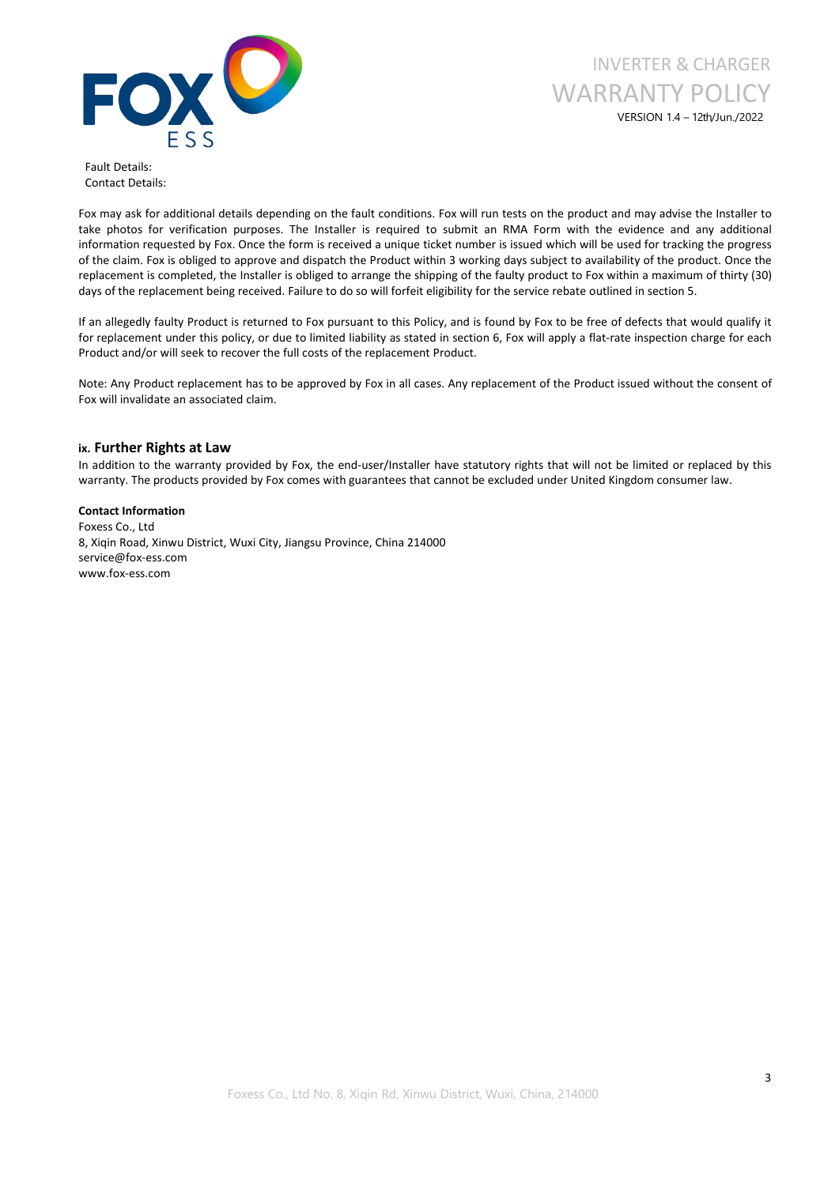Fault Details:
Contact Details:

Fox may ask for additional details depending on the fault conditions. Fox will run tests on the product and may advise the Installer to take photos for verification purposes. The Installer is required to submit an RMA Form with the evidence and any additional information requested by Fox. Once the form is received a unique ticket number is issued which will be used for tracking the progress of the claim. Fox is obliged to approve and dispatch the Product within 3 working days subject to availability of the product. Once the replacement is completed, the Installer is obliged to arrange the shipping of the faulty product to Fox within a maximum of thirty (30) days of the replacement being received. Failure to do so will forfeit eligibility for the service rebate outlined in section 5.

If an allegedly faulty Product is returned to Fox pursuant to this Policy, and is found by Fox to be free of defects that would qualify it for replacement under this policy, or due to limited liability as stated in section 6, Fox will apply a flat-rate inspection charge for each Product and/or will seek to recover the full costs of the replacement Product.

Note: Any Product replacement has to be approved by Fox in all cases. Any replacement of the Product issued without the consent of Fox will invalidate an associated claim.

### ix. Further Rights at Law

In addition to the warranty provided by Fox, the end-user/Installer have statutory rights that will not be limited or replaced by this warranty. The products provided by Fox comes with guarantees that cannot be excluded under United Kingdom consumer law.

**Contact Information**

Foxess Co., Ltd
8, Xiqin Road, Xinwu District, Wuxi City, Jiangsu Province, China 214000
service@fox-ess.com
www.fox-ess.com